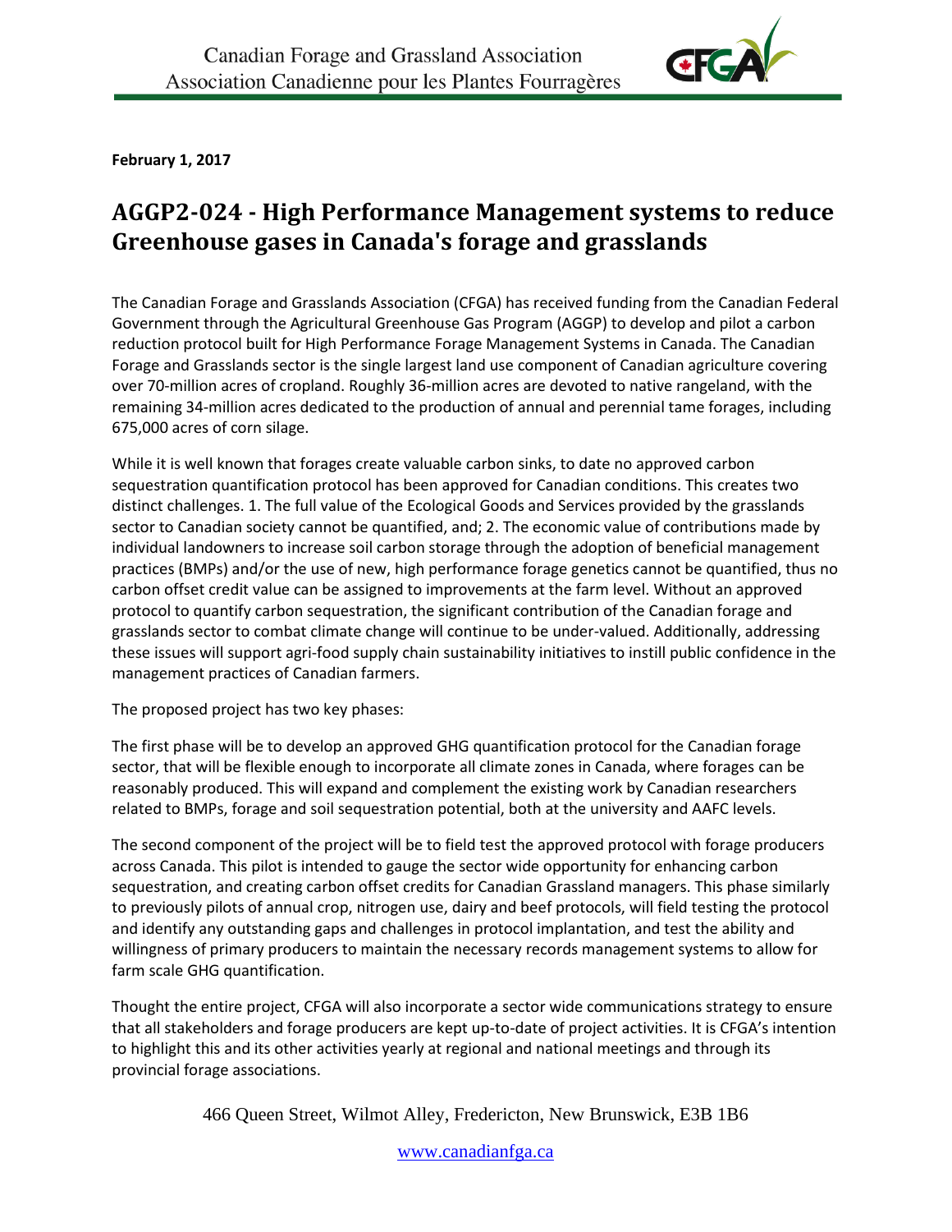Canadian Forage and Grassland Association
Association Canadienne pour les Plantes Fourragères

**February 1, 2017**

# AGGP2-024 - High Performance Management systems to reduce Greenhouse gases in Canada's forage and grasslands

The Canadian Forage and Grasslands Association (CFGA) has received funding from the Canadian Federal Government through the Agricultural Greenhouse Gas Program (AGGP) to develop and pilot a carbon reduction protocol built for High Performance Forage Management Systems in Canada. The Canadian Forage and Grasslands sector is the single largest land use component of Canadian agriculture covering over 70-million acres of cropland. Roughly 36-million acres are devoted to native rangeland, with the remaining 34-million acres dedicated to the production of annual and perennial tame forages, including 675,000 acres of corn silage.

While it is well known that forages create valuable carbon sinks, to date no approved carbon sequestration quantification protocol has been approved for Canadian conditions. This creates two distinct challenges. 1. The full value of the Ecological Goods and Services provided by the grasslands sector to Canadian society cannot be quantified, and; 2. The economic value of contributions made by individual landowners to increase soil carbon storage through the adoption of beneficial management practices (BMPs) and/or the use of new, high performance forage genetics cannot be quantified, thus no carbon offset credit value can be assigned to improvements at the farm level. Without an approved protocol to quantify carbon sequestration, the significant contribution of the Canadian forage and grasslands sector to combat climate change will continue to be under-valued. Additionally, addressing these issues will support agri-food supply chain sustainability initiatives to instill public confidence in the management practices of Canadian farmers.

The proposed project has two key phases:

The first phase will be to develop an approved GHG quantification protocol for the Canadian forage sector, that will be flexible enough to incorporate all climate zones in Canada, where forages can be reasonably produced. This will expand and complement the existing work by Canadian researchers related to BMPs, forage and soil sequestration potential, both at the university and AAFC levels.

The second component of the project will be to field test the approved protocol with forage producers across Canada. This pilot is intended to gauge the sector wide opportunity for enhancing carbon sequestration, and creating carbon offset credits for Canadian Grassland managers. This phase similarly to previously pilots of annual crop, nitrogen use, dairy and beef protocols, will field testing the protocol and identify any outstanding gaps and challenges in protocol implantation, and test the ability and willingness of primary producers to maintain the necessary records management systems to allow for farm scale GHG quantification.

Thought the entire project, CFGA will also incorporate a sector wide communications strategy to ensure that all stakeholders and forage producers are kept up-to-date of project activities. It is CFGA's intention to highlight this and its other activities yearly at regional and national meetings and through its provincial forage associations.

466 Queen Street, Wilmot Alley, Fredericton, New Brunswick, E3B 1B6

www.canadianfga.ca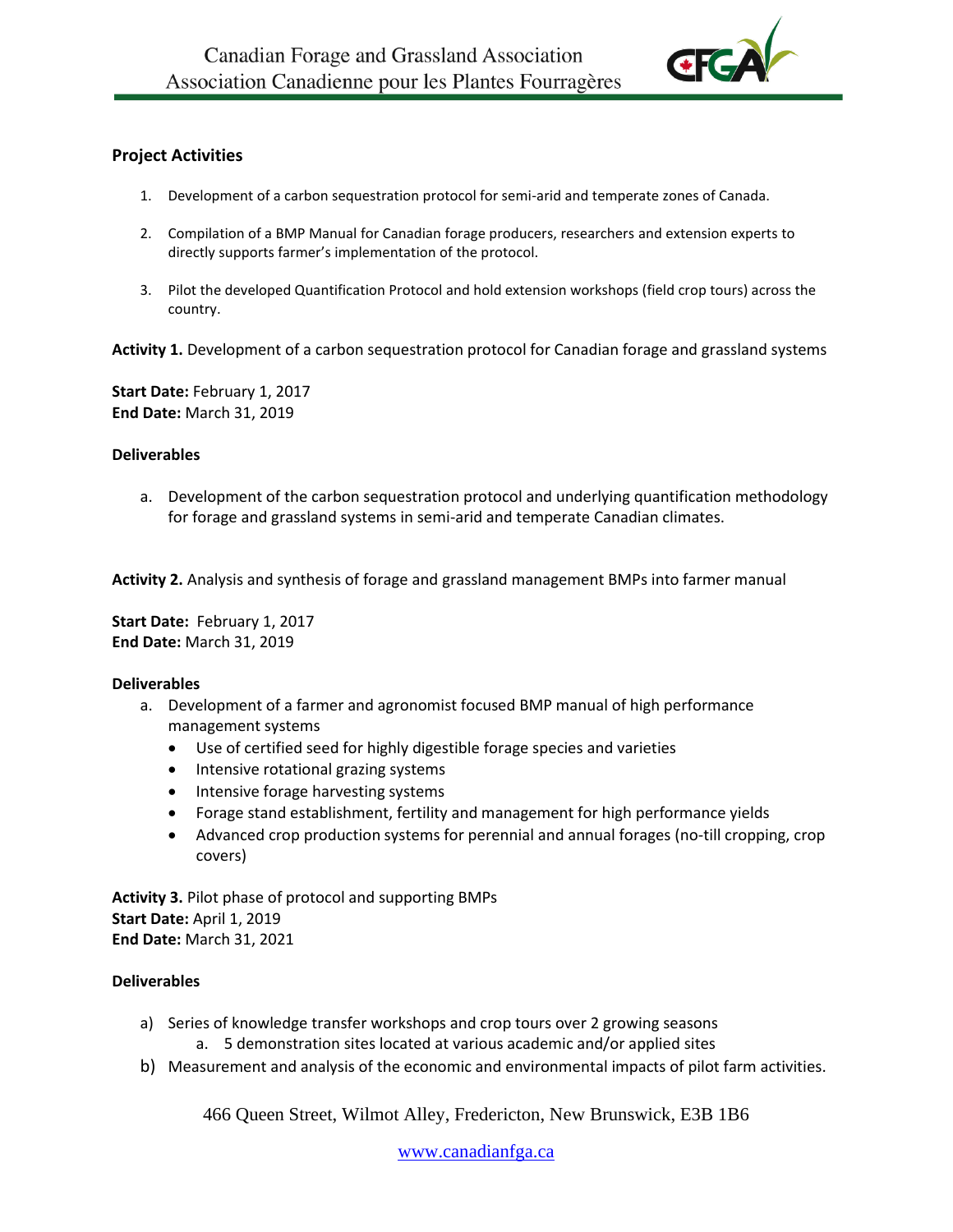## Project Activities

1. Development of a carbon sequestration protocol for semi-arid and temperate zones of Canada.
2. Compilation of a BMP Manual for Canadian forage producers, researchers and extension experts to directly supports farmer's implementation of the protocol.
3. Pilot the developed Quantification Protocol and hold extension workshops (field crop tours) across the country.

**Activity 1.** Development of a carbon sequestration protocol for Canadian forage and grassland systems

**Start Date:** February 1, 2017
**End Date:** March 31, 2019

**Deliverables**

a. Development of the carbon sequestration protocol and underlying quantification methodology for forage and grassland systems in semi-arid and temperate Canadian climates.

**Activity 2.** Analysis and synthesis of forage and grassland management BMPs into farmer manual

**Start Date:** February 1, 2017
**End Date:** March 31, 2019

**Deliverables**

a. Development of a farmer and agronomist focused BMP manual of high performance management systems
   - Use of certified seed for highly digestible forage species and varieties
   - Intensive rotational grazing systems
   - Intensive forage harvesting systems
   - Forage stand establishment, fertility and management for high performance yields
   - Advanced crop production systems for perennial and annual forages (no-till cropping, crop covers)

**Activity 3.** Pilot phase of protocol and supporting BMPs
**Start Date:** April 1, 2019
**End Date:** March 31, 2021

**Deliverables**

a) Series of knowledge transfer workshops and crop tours over 2 growing seasons
   a. 5 demonstration sites located at various academic and/or applied sites
b) Measurement and analysis of the economic and environmental impacts of pilot farm activities.